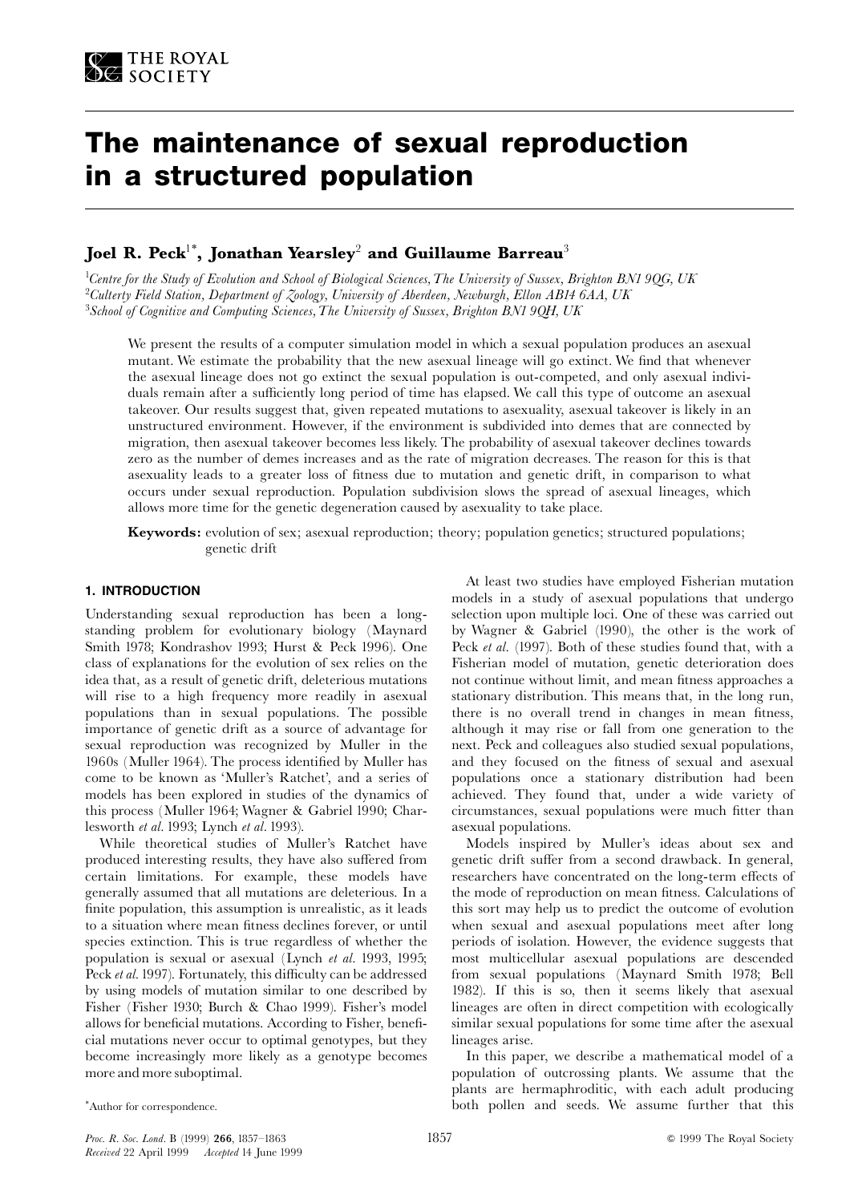# The maintenance of sexual reproduction in a structured population

**Joel R. Peck[1*], Jonathan Yearsley[2] and Guillaume Barreau[3]**

[1]*Centre for the Study of Evolution and School of Biological Sciences, The University of Sussex, Brighton BN1 9QG, UK*
[2]*Culterty Field Station, Department of Zoology, University of Aberdeen, Newburgh, Ellon AB14 6AA, UK*
[3]*School of Cognitive and Computing Sciences, The University of Sussex, Brighton BN1 9QH, UK*

We present the results of a computer simulation model in which a sexual population produces an asexual mutant. We estimate the probability that the new asexual lineage will go extinct. We find that whenever the asexual lineage does not go extinct the sexual population is out-competed, and only asexual individuals remain after a sufficiently long period of time has elapsed. We call this type of outcome an asexual takeover. Our results suggest that, given repeated mutations to asexuality, asexual takeover is likely in an unstructured environment. However, if the environment is subdivided into demes that are connected by migration, then asexual takeover becomes less likely. The probability of asexual takeover declines towards zero as the number of demes increases and as the rate of migration decreases. The reason for this is that asexuality leads to a greater loss of fitness due to mutation and genetic drift, in comparison to what occurs under sexual reproduction. Population subdivision slows the spread of asexual lineages, which allows more time for the genetic degeneration caused by asexuality to take place.

**Keywords:** evolution of sex; asexual reproduction; theory; population genetics; structured populations; genetic drift

## 1. INTRODUCTION

Understanding sexual reproduction has been a long-standing problem for evolutionary biology (Maynard Smith 1978; Kondrashov 1993; Hurst & Peck 1996). One class of explanations for the evolution of sex relies on the idea that, as a result of genetic drift, deleterious mutations will rise to a high frequency more readily in asexual populations than in sexual populations. The possible importance of genetic drift as a source of advantage for sexual reproduction was recognized by Muller in the 1960s (Muller 1964). The process identified by Muller has come to be known as 'Muller's Ratchet', and a series of models has been explored in studies of the dynamics of this process (Muller 1964; Wagner & Gabriel 1990; Charlesworth *et al.* 1993; Lynch *et al.* 1993).

While theoretical studies of Muller's Ratchet have produced interesting results, they have also suffered from certain limitations. For example, these models have generally assumed that all mutations are deleterious. In a finite population, this assumption is unrealistic, as it leads to a situation where mean fitness declines forever, or until species extinction. This is true regardless of whether the population is sexual or asexual (Lynch *et al.* 1993, 1995; Peck *et al.* 1997). Fortunately, this difficulty can be addressed by using models of mutation similar to one described by Fisher (Fisher 1930; Burch & Chao 1999). Fisher's model allows for beneficial mutations. According to Fisher, beneficial mutations never occur to optimal genotypes, but they become increasingly more likely as a genotype becomes more and more suboptimal.

At least two studies have employed Fisherian mutation models in a study of asexual populations that undergo selection upon multiple loci. One of these was carried out by Wagner & Gabriel (1990), the other is the work of Peck *et al.* (1997). Both of these studies found that, with a Fisherian model of mutation, genetic deterioration does not continue without limit, and mean fitness approaches a stationary distribution. This means that, in the long run, there is no overall trend in changes in mean fitness, although it may rise or fall from one generation to the next. Peck and colleagues also studied sexual populations, and they focused on the fitness of sexual and asexual populations once a stationary distribution had been achieved. They found that, under a wide variety of circumstances, sexual populations were much fitter than asexual populations.

Models inspired by Muller's ideas about sex and genetic drift suffer from a second drawback. In general, researchers have concentrated on the long-term effects of the mode of reproduction on mean fitness. Calculations of this sort may help us to predict the outcome of evolution when sexual and asexual populations meet after long periods of isolation. However, the evidence suggests that most multicellular asexual populations are descended from sexual populations (Maynard Smith 1978; Bell 1982). If this is so, then it seems likely that asexual lineages are often in direct competition with ecologically similar sexual populations for some time after the asexual lineages arise.

In this paper, we describe a mathematical model of a population of outcrossing plants. We assume that the plants are hermaphroditic, with each adult producing both pollen and seeds. We assume further that this

*Author for correspondence.

*Received 22 April 1999 Accepted 14 June 1999*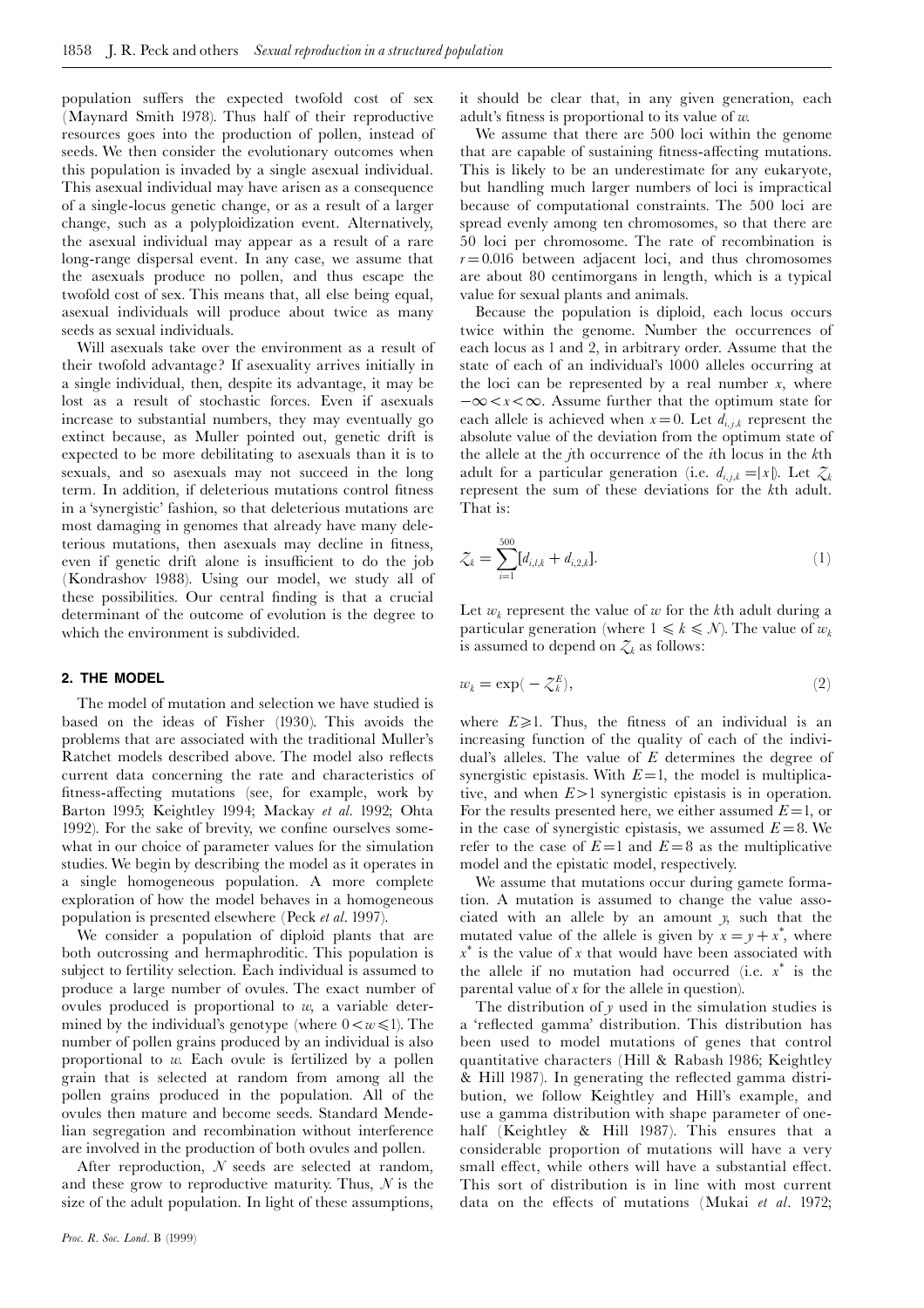population suffers the expected twofold cost of sex (Maynard Smith 1978). Thus half of their reproductive resources goes into the production of pollen, instead of seeds. We then consider the evolutionary outcomes when this population is invaded by a single asexual individual. This asexual individual may have arisen as a consequence of a single-locus genetic change, or as a result of a larger change, such as a polyploidization event. Alternatively, the asexual individual may appear as a result of a rare long-range dispersal event. In any case, we assume that the asexuals produce no pollen, and thus escape the twofold cost of sex. This means that, all else being equal, asexual individuals will produce about twice as many seeds as sexual individuals.

Will asexuals take over the environment as a result of their twofold advantage? If asexuality arrives initially in a single individual, then, despite its advantage, it may be lost as a result of stochastic forces. Even if asexuals increase to substantial numbers, they may eventually go extinct because, as Muller pointed out, genetic drift is expected to be more debilitating to asexuals than it is to sexuals, and so asexuals may not succeed in the long term. In addition, if deleterious mutations control fitness in a 'synergistic' fashion, so that deleterious mutations are most damaging in genomes that already have many deleterious mutations, then asexuals may decline in fitness, even if genetic drift alone is insufficient to do the job (Kondrashov 1988). Using our model, we study all of these possibilities. Our central finding is that a crucial determinant of the outcome of evolution is the degree to which the environment is subdivided.

## 2. THE MODEL

The model of mutation and selection we have studied is based on the ideas of Fisher (1930). This avoids the problems that are associated with the traditional Muller's Ratchet models described above. The model also reflects current data concerning the rate and characteristics of fitness-affecting mutations (see, for example, work by Barton 1995; Keightley 1994; Mackay *et al.* 1992; Ohta 1992). For the sake of brevity, we confine ourselves somewhat in our choice of parameter values for the simulation studies. We begin by describing the model as it operates in a single homogeneous population. A more complete exploration of how the model behaves in a homogeneous population is presented elsewhere (Peck *et al*. 1997).

We consider a population of diploid plants that are both outcrossing and hermaphroditic. This population is subject to fertility selection. Each individual is assumed to produce a large number of ovules. The exact number of ovules produced is proportional to $w$, a variable determined by the individual's genotype (where $0 < w \leqslant 1$). The number of pollen grains produced by an individual is also proportional to $w$. Each ovule is fertilized by a pollen grain that is selected at random from among all the pollen grains produced in the population. All of the ovules then mature and become seeds. Standard Mendelian segregation and recombination without interference are involved in the production of both ovules and pollen.

After reproduction, $N$ seeds are selected at random, and these grow to reproductive maturity. Thus, $N$ is the size of the adult population. In light of these assumptions, it should be clear that, in any given generation, each adult's fitness is proportional to its value of $w$.

We assume that there are 500 loci within the genome that are capable of sustaining fitness-affecting mutations. This is likely to be an underestimate for any eukaryote, but handling much larger numbers of loci is impractical because of computational constraints. The 500 loci are spread evenly among ten chromosomes, so that there are 50 loci per chromosome. The rate of recombination is $r = 0.016$ between adjacent loci, and thus chromosomes are about 80 centimorgans in length, which is a typical value for sexual plants and animals.

Because the population is diploid, each locus occurs twice within the genome. Number the occurrences of each locus as 1 and 2, in arbitrary order. Assume that the state of each of an individual's 1000 alleles occurring at the loci can be represented by a real number $x$, where $-\infty < x < \infty$. Assume further that the optimum state for each allele is achieved when $x = 0$. Let $d_{i,j,k}$ represent the absolute value of the deviation from the optimum state of the allele at the $j$th occurrence of the $i$th locus in the $k$th adult for a particular generation (i.e. $d_{i,j,k} = |x|$). Let $Z_k$ represent the sum of these deviations for the $k$th adult. That is:

$$Z_k = \sum_{i=1}^{500} [d_{i,1,k} + d_{i,2,k}]. \tag{1}$$

Let $w_k$ represent the value of $w$ for the $k$th adult during a particular generation (where $1 \leqslant k \leqslant N$). The value of $w_k$ is assumed to depend on $Z_k$ as follows:

$$w_k = \exp(-Z_k^E), \tag{2}$$

where $E \geqslant 1$. Thus, the fitness of an individual is an increasing function of the quality of each of the individual's alleles. The value of $E$ determines the degree of synergistic epistasis. With $E = 1$, the model is multiplicative, and when $E > 1$ synergistic epistasis is in operation. For the results presented here, we either assumed $E = 1$, or in the case of synergistic epistasis, we assumed $E = 8$. We refer to the case of $E = 1$ and $E = 8$ as the multiplicative model and the epistatic model, respectively.

We assume that mutations occur during gamete formation. A mutation is assumed to change the value associated with an allele by an amount $y$, such that the mutated value of the allele is given by $x = y + x^*$, where $x^*$ is the value of $x$ that would have been associated with the allele if no mutation had occurred (i.e. $x^*$ is the parental value of $x$ for the allele in question).

The distribution of $y$ used in the simulation studies is a 'reflected gamma' distribution. This distribution has been used to model mutations of genes that control quantitative characters (Hill & Rabash 1986; Keightley & Hill 1987). In generating the reflected gamma distribution, we follow Keightley and Hill's example, and use a gamma distribution with shape parameter of one-half (Keightley & Hill 1987). This ensures that a considerable proportion of mutations will have a very small effect, while others will have a substantial effect. This sort of distribution is in line with most current data on the effects of mutations (Mukai *et al*. 1972;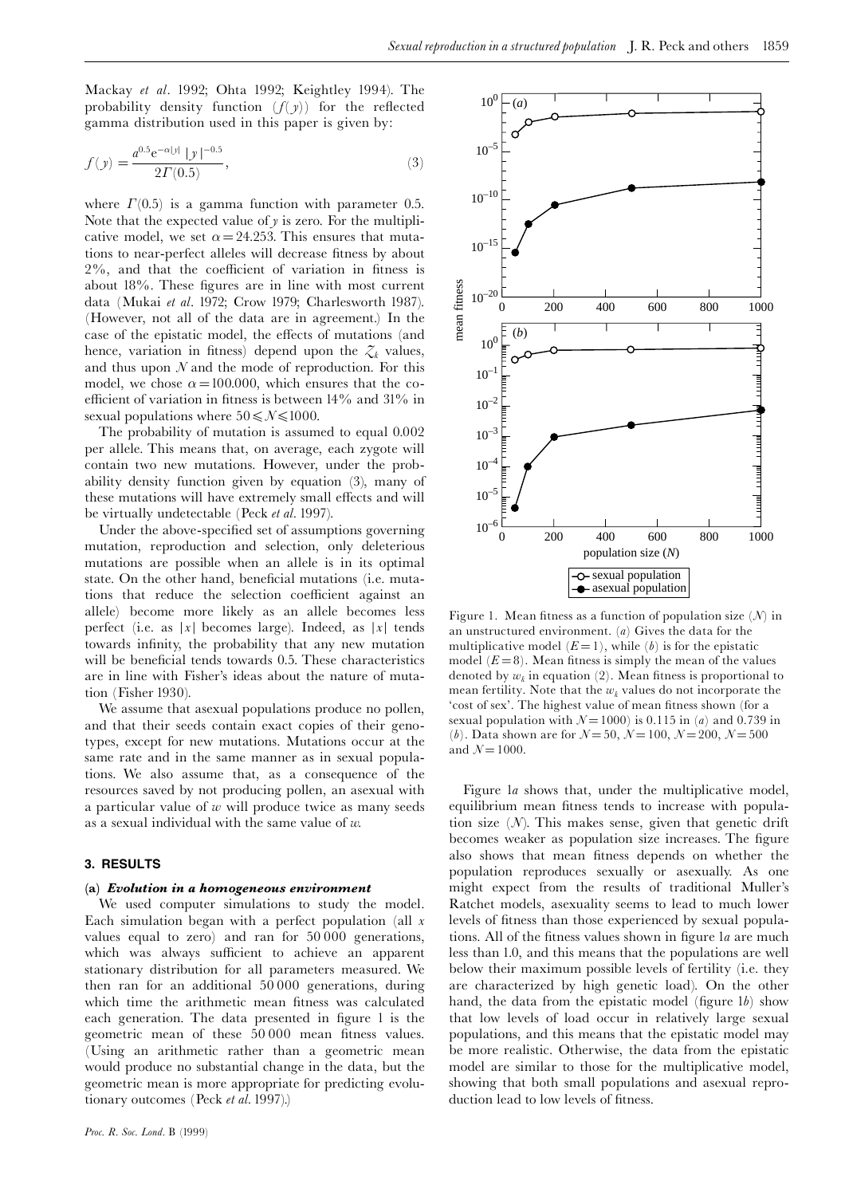Mackay *et al*. 1992; Ohta 1992; Keightley 1994). The probability density function ($f(y)$) for the reflected gamma distribution used in this paper is given by:

$$f(y) = \frac{a^{0.5} e^{-\alpha|y|} |y|^{-0.5}}{2\Gamma(0.5)}, \tag{3}$$

where $\Gamma(0.5)$ is a gamma function with parameter 0.5. Note that the expected value of $y$ is zero. For the multiplicative model, we set $\alpha = 24.253$. This ensures that mutations to near-perfect alleles will decrease fitness by about 2%, and that the coefficient of variation in fitness is about 18%. These figures are in line with most current data (Mukai *et al*. 1972; Crow 1979; Charlesworth 1987). (However, not all of the data are in agreement.) In the case of the epistatic model, the effects of mutations (and hence, variation in fitness) depend upon the $Z_k$ values, and thus upon $N$ and the mode of reproduction. For this model, we chose $\alpha = 100.000$, which ensures that the coefficient of variation in fitness is between 14% and 31% in sexual populations where $50 \leqslant N \leqslant 1000$.

The probability of mutation is assumed to equal 0.002 per allele. This means that, on average, each zygote will contain two new mutations. However, under the probability density function given by equation (3), many of these mutations will have extremely small effects and will be virtually undetectable (Peck *et al*. 1997).

Under the above-specified set of assumptions governing mutation, reproduction and selection, only deleterious mutations are possible when an allele is in its optimal state. On the other hand, beneficial mutations (i.e. mutations that reduce the selection coefficient against an allele) become more likely as an allele becomes less perfect (i.e. as $|x|$ becomes large). Indeed, as $|x|$ tends towards infinity, the probability that any new mutation will be beneficial tends towards 0.5. These characteristics are in line with Fisher's ideas about the nature of mutation (Fisher 1930).

We assume that asexual populations produce no pollen, and that their seeds contain exact copies of their genotypes, except for new mutations. Mutations occur at the same rate and in the same manner as in sexual populations. We also assume that, as a consequence of the resources saved by not producing pollen, an asexual with a particular value of $w$ will produce twice as many seeds as a sexual individual with the same value of $w$.

## 3. RESULTS

### (a) *Evolution in a homogeneous environment*

We used computer simulations to study the model. Each simulation began with a perfect population (all $x$ values equal to zero) and ran for 50 000 generations, which was always sufficient to achieve an apparent stationary distribution for all parameters measured. We then ran for an additional 50 000 generations, during which time the arithmetic mean fitness was calculated each generation. The data presented in figure 1 is the geometric mean of these 50 000 mean fitness values. (Using an arithmetic rather than a geometric mean would produce no substantial change in the data, but the geometric mean is more appropriate for predicting evolutionary outcomes (Peck *et al*. 1997).)

Figure 1. Mean fitness as a function of population size ($N$) in an unstructured environment. (*a*) Gives the data for the multiplicative model ($E = 1$), while (*b*) is for the epistatic model ($E = 8$). Mean fitness is simply the mean of the values denoted by $w_k$ in equation (2). Mean fitness is proportional to mean fertility. Note that the $w_k$ values do not incorporate the 'cost of sex'. The highest value of mean fitness shown (for a sexual population with $N = 1000$) is 0.115 in (*a*) and 0.739 in (*b*). Data shown are for $N = 50$, $N = 100$, $N = 200$, $N = 500$ and $N = 1000$.

Figure 1*a* shows that, under the multiplicative model, equilibrium mean fitness tends to increase with population size ($N$). This makes sense, given that genetic drift becomes weaker as population size increases. The figure also shows that mean fitness depends on whether the population reproduces sexually or asexually. As one might expect from the results of traditional Muller's Ratchet models, asexuality seems to lead to much lower levels of fitness than those experienced by sexual populations. All of the fitness values shown in figure 1*a* are much less than 1.0, and this means that the populations are well below their maximum possible levels of fertility (i.e. they are characterized by high genetic load). On the other hand, the data from the epistatic model (figure 1*b*) show that low levels of load occur in relatively large sexual populations, and this means that the epistatic model may be more realistic. Otherwise, the data from the epistatic model are similar to those for the multiplicative model, showing that both small populations and asexual reproduction lead to low levels of fitness.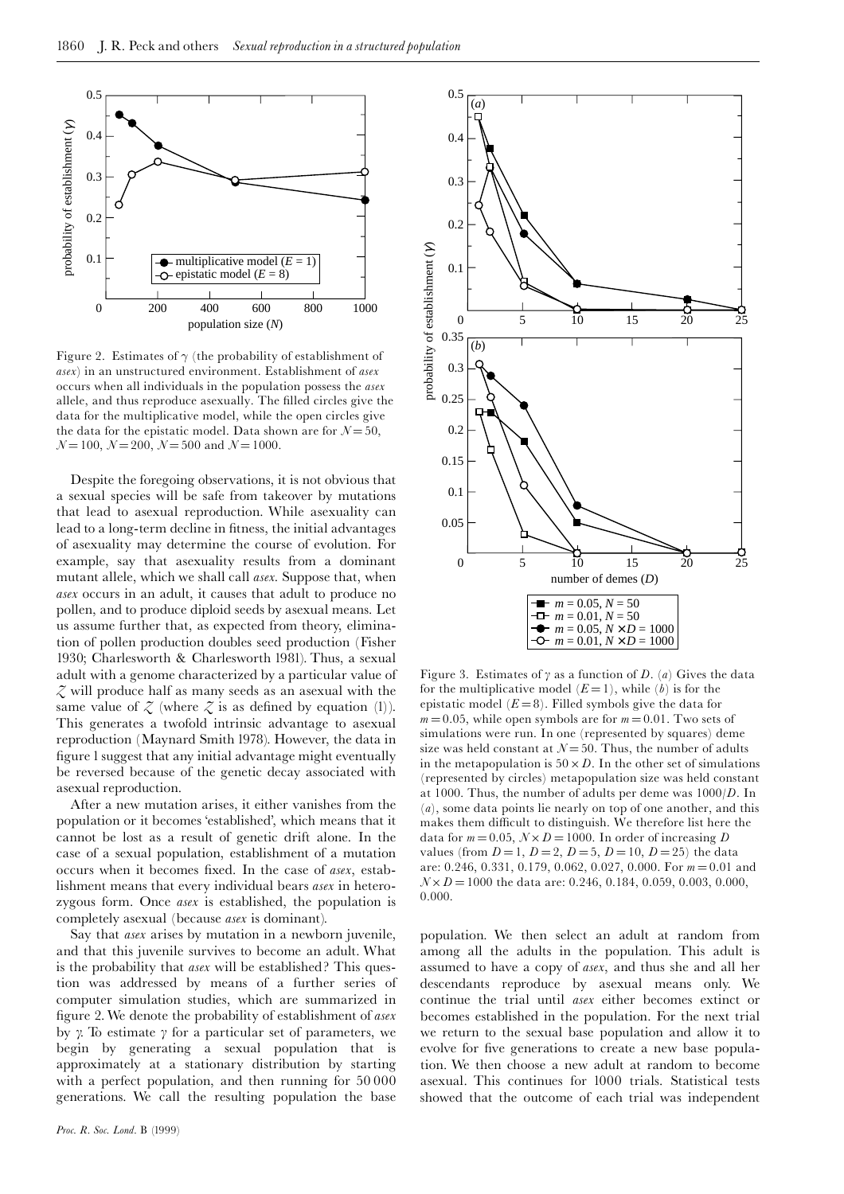Figure 2. Estimates of $\gamma$ (the probability of establishment of *asex*) in an unstructured environment. Establishment of *asex* occurs when all individuals in the population possess the *asex* allele, and thus reproduce asexually. The filled circles give the data for the multiplicative model, while the open circles give the data for the epistatic model. Data shown are for $N = 50$, $N = 100$, $N = 200$, $N = 500$ and $N = 1000$.

Despite the foregoing observations, it is not obvious that a sexual species will be safe from takeover by mutations that lead to asexual reproduction. While asexuality can lead to a long-term decline in fitness, the initial advantages of asexuality may determine the course of evolution. For example, say that asexuality results from a dominant mutant allele, which we shall call *asex*. Suppose that, when *asex* occurs in an adult, it causes that adult to produce no pollen, and to produce diploid seeds by asexual means. Let us assume further that, as expected from theory, elimination of pollen production doubles seed production (Fisher 1930; Charlesworth & Charlesworth 1981). Thus, a sexual adult with a genome characterized by a particular value of $Z$ will produce half as many seeds as an asexual with the same value of $Z$ (where $Z$ is as defined by equation (1)). This generates a twofold intrinsic advantage to asexual reproduction (Maynard Smith 1978). However, the data in figure 1 suggest that any initial advantage might eventually be reversed because of the genetic decay associated with asexual reproduction.

After a new mutation arises, it either vanishes from the population or it becomes 'established', which means that it cannot be lost as a result of genetic drift alone. In the case of a sexual population, establishment of a mutation occurs when it becomes fixed. In the case of *asex*, establishment means that every individual bears *asex* in heterozygous form. Once *asex* is established, the population is completely asexual (because *asex* is dominant).

Say that *asex* arises by mutation in a newborn juvenile, and that this juvenile survives to become an adult. What is the probability that *asex* will be established? This question was addressed by means of a further series of computer simulation studies, which are summarized in figure 2. We denote the probability of establishment of *asex* by $\gamma$. To estimate $\gamma$ for a particular set of parameters, we begin by generating a sexual population that is approximately at a stationary distribution by starting with a perfect population, and then running for 50 000 generations. We call the resulting population the base population. We then select an adult at random from among all the adults in the population. This adult is assumed to have a copy of *asex*, and thus she and all her descendants reproduce by asexual means only. We continue the trial until *asex* either becomes extinct or becomes established in the population. For the next trial we return to the sexual base population and allow it to evolve for five generations to create a new base population. We then choose a new adult at random to become asexual. This continues for 1000 trials. Statistical tests showed that the outcome of each trial was independent

Figure 3. Estimates of $\gamma$ as a function of $D$. (*a*) Gives the data for the multiplicative model ($E = 1$), while (*b*) is for the epistatic model ($E = 8$). Filled symbols give the data for $m = 0.05$, while open symbols are for $m = 0.01$. Two sets of simulations were run. In one (represented by squares) deme size was held constant at $N = 50$. Thus, the number of adults in the metapopulation is $50 \times D$. In the other set of simulations (represented by circles) metapopulation size was held constant at 1000. Thus, the number of adults per deme was $1000/D$. In (*a*), some data points lie nearly on top of one another, and this makes them difficult to distinguish. We therefore list here the data for $m = 0.05$, $N \times D = 1000$. In order of increasing $D$ values (from $D = 1$, $D = 2$, $D = 5$, $D = 10$, $D = 25$) the data are: 0.246, 0.331, 0.179, 0.062, 0.027, 0.000. For $m = 0.01$ and $N \times D = 1000$ the data are: 0.246, 0.184, 0.059, 0.003, 0.000, 0.000.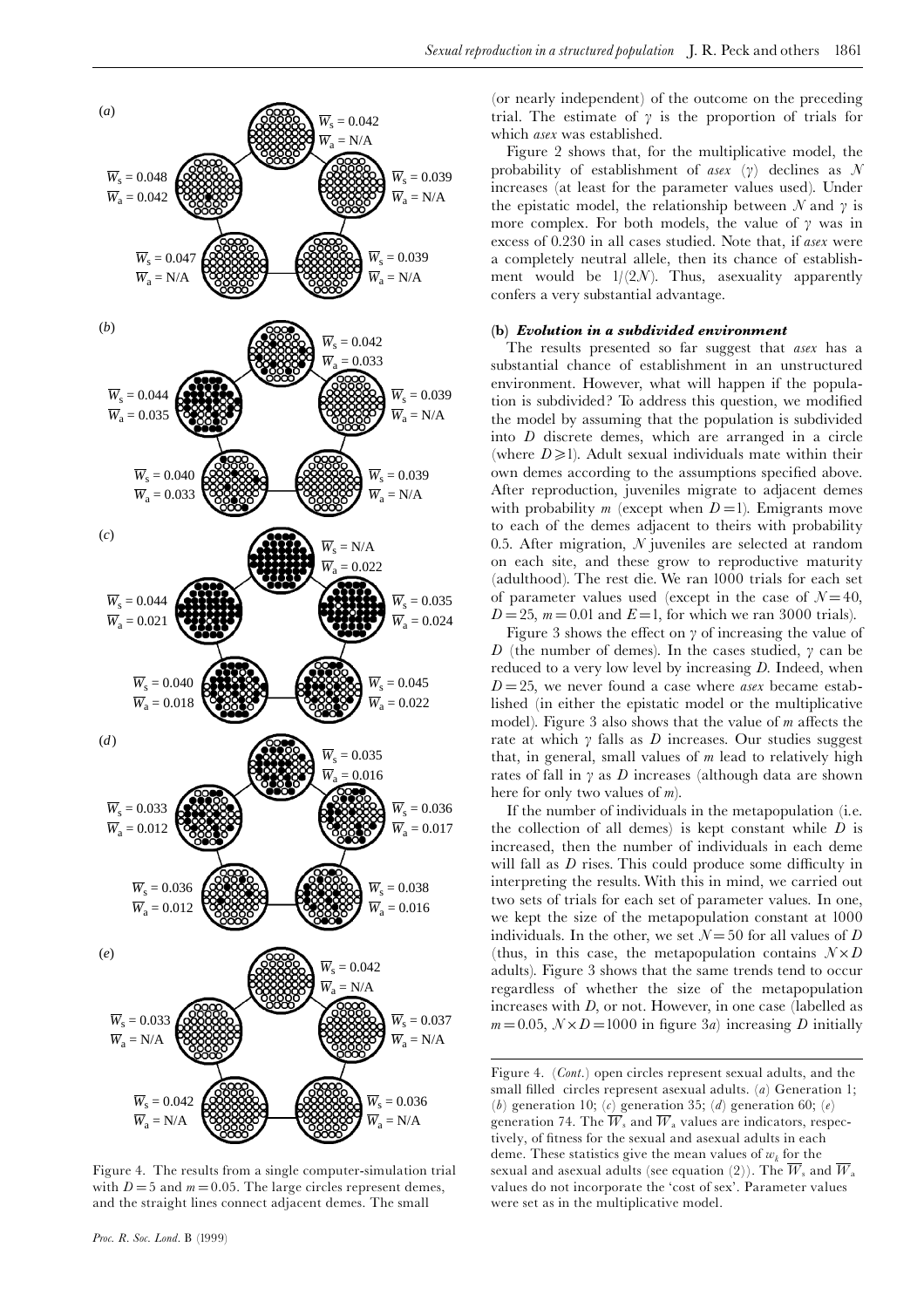(*a*)

$\overline{W}_s = 0.042$, $\overline{W}_a = \text{N/A}$

$\overline{W}_s = 0.048$, $\overline{W}_a = 0.042$

$\overline{W}_s = 0.039$, $\overline{W}_a = \text{N/A}$

$\overline{W}_s = 0.047$, $\overline{W}_a = \text{N/A}$

$\overline{W}_s = 0.039$, $\overline{W}_a = \text{N/A}$

(*b*)

$\overline{W}_s = 0.042$, $\overline{W}_a = 0.033$

$\overline{W}_s = 0.044$, $\overline{W}_a = 0.035$

$\overline{W}_s = 0.039$, $\overline{W}_a = \text{N/A}$

$\overline{W}_s = 0.040$, $\overline{W}_a = 0.033$

$\overline{W}_s = 0.039$, $\overline{W}_a = \text{N/A}$

(*c*)

$\overline{W}_s = \text{N/A}$, $\overline{W}_a = 0.022$

$\overline{W}_s = 0.044$, $\overline{W}_a = 0.021$

$\overline{W}_s = 0.035$, $\overline{W}_a = 0.024$

$\overline{W}_s = 0.040$, $\overline{W}_a = 0.018$

$\overline{W}_s = 0.045$, $\overline{W}_a = 0.022$

(*d*)

$\overline{W}_s = 0.035$, $\overline{W}_a = 0.016$

$\overline{W}_s = 0.033$, $\overline{W}_a = 0.012$

$\overline{W}_s = 0.036$, $\overline{W}_a = 0.017$

$\overline{W}_s = 0.036$, $\overline{W}_a = 0.012$

$\overline{W}_s = 0.038$, $\overline{W}_a = 0.016$

(*e*)

$\overline{W}_s = 0.042$, $\overline{W}_a = \text{N/A}$

$\overline{W}_s = 0.033$, $\overline{W}_a = \text{N/A}$

$\overline{W}_s = 0.037$, $\overline{W}_a = \text{N/A}$

$\overline{W}_s = 0.042$, $\overline{W}_a = \text{N/A}$

$\overline{W}_s = 0.036$, $\overline{W}_a = \text{N/A}$

Figure 4. The results from a single computer-simulation trial with $D = 5$ and $m = 0.05$. The large circles represent demes, and the straight lines connect adjacent demes. The small open circles represent sexual adults, and the small filled circles represent asexual adults. (*a*) Generation 1; (*b*) generation 10; (*c*) generation 35; (*d*) generation 60; (*e*) generation 74. The $\overline{W}_s$ and $\overline{W}_a$ values are indicators, respectively, of fitness for the sexual and asexual adults in each deme. These statistics give the mean values of $w_k$ for the sexual and asexual adults (see equation (2)). The $\overline{W}_s$ and $\overline{W}_a$ values do not incorporate the 'cost of sex'. Parameter values were set as in the multiplicative model.

(or nearly independent) of the outcome on the preceding trial. The estimate of $\gamma$ is the proportion of trials for which *asex* was established.

Figure 2 shows that, for the multiplicative model, the probability of establishment of *asex* ($\gamma$) declines as $N$ increases (at least for the parameter values used). Under the epistatic model, the relationship between $N$ and $\gamma$ is more complex. For both models, the value of $\gamma$ was in excess of 0.230 in all cases studied. Note that, if *asex* were a completely neutral allele, then its chance of establishment would be $1/(2N)$. Thus, asexuality apparently confers a very substantial advantage.

### (b) *Evolution in a subdivided environment*

The results presented so far suggest that *asex* has a substantial chance of establishment in an unstructured environment. However, what will happen if the population is subdivided? To address this question, we modified the model by assuming that the population is subdivided into $D$ discrete demes, which are arranged in a circle (where $D \geqslant 1$). Adult sexual individuals mate within their own demes according to the assumptions specified above. After reproduction, juveniles migrate to adjacent demes with probability $m$ (except when $D = 1$). Emigrants move to each of the demes adjacent to theirs with probability 0.5. After migration, $N$ juveniles are selected at random on each site, and these grow to reproductive maturity (adulthood). The rest die. We ran 1000 trials for each set of parameter values used (except in the case of $N = 40$, $D = 25$, $m = 0.01$ and $E = 1$, for which we ran 3000 trials).

Figure 3 shows the effect on $\gamma$ of increasing the value of $D$ (the number of demes). In the cases studied, $\gamma$ can be reduced to a very low level by increasing $D$. Indeed, when $D = 25$, we never found a case where *asex* became established (in either the epistatic model or the multiplicative model). Figure 3 also shows that the value of $m$ affects the rate at which $\gamma$ falls as $D$ increases. Our studies suggest that, in general, small values of $m$ lead to relatively high rates of fall in $\gamma$ as $D$ increases (although data are shown here for only two values of $m$).

If the number of individuals in the metapopulation (i.e. the collection of all demes) is kept constant while $D$ is increased, then the number of individuals in each deme will fall as $D$ rises. This could produce some difficulty in interpreting the results. With this in mind, we carried out two sets of trials for each set of parameter values. In one, we kept the size of the metapopulation constant at 1000 individuals. In the other, we set $N = 50$ for all values of $D$ (thus, in this case, the metapopulation contains $N \times D$ adults). Figure 3 shows that the same trends tend to occur regardless of whether the size of the metapopulation increases with $D$, or not. However, in one case (labelled as $m = 0.05$, $N \times D = 1000$ in figure 3*a*) increasing $D$ initially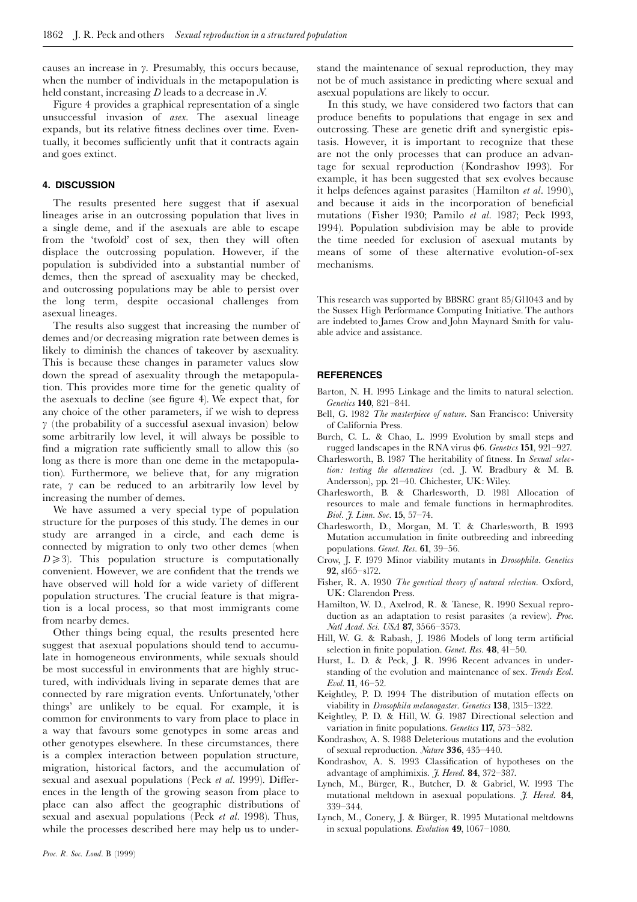causes an increase in $\gamma$. Presumably, this occurs because, when the number of individuals in the metapopulation is held constant, increasing $D$ leads to a decrease in $N$.

Figure 4 provides a graphical representation of a single unsuccessful invasion of *asex*. The asexual lineage expands, but its relative fitness declines over time. Eventually, it becomes sufficiently unfit that it contracts again and goes extinct.

## 4. DISCUSSION

The results presented here suggest that if asexual lineages arise in an outcrossing population that lives in a single deme, and if the asexuals are able to escape from the 'twofold' cost of sex, then they will often displace the outcrossing population. However, if the population is subdivided into a substantial number of demes, then the spread of asexuality may be checked, and outcrossing populations may be able to persist over the long term, despite occasional challenges from asexual lineages.

The results also suggest that increasing the number of demes and/or decreasing migration rate between demes is likely to diminish the chances of takeover by asexuality. This is because these changes in parameter values slow down the spread of asexuality through the metapopulation. This provides more time for the genetic quality of the asexuals to decline (see figure 4). We expect that, for any choice of the other parameters, if we wish to depress $\gamma$ (the probability of a successful asexual invasion) below some arbitrarily low level, it will always be possible to find a migration rate sufficiently small to allow this (so long as there is more than one deme in the metapopulation). Furthermore, we believe that, for any migration rate, $\gamma$ can be reduced to an arbitrarily low level by increasing the number of demes.

We have assumed a very special type of population structure for the purposes of this study. The demes in our study are arranged in a circle, and each deme is connected by migration to only two other demes (when $D \geqslant 3$). This population structure is computationally convenient. However, we are confident that the trends we have observed will hold for a wide variety of different population structures. The crucial feature is that migration is a local process, so that most immigrants come from nearby demes.

Other things being equal, the results presented here suggest that asexual populations should tend to accumulate in homogeneous environments, while sexuals should be most successful in environments that are highly structured, with individuals living in separate demes that are connected by rare migration events. Unfortunately, 'other things' are unlikely to be equal. For example, it is common for environments to vary from place to place in a way that favours some genotypes in some areas and other genotypes elsewhere. In these circumstances, there is a complex interaction between population structure, migration, historical factors, and the accumulation of sexual and asexual populations (Peck *et al.* 1999). Differences in the length of the growing season from place to place can also affect the geographic distributions of sexual and asexual populations (Peck *et al.* 1998). Thus, while the processes described here may help us to understand the maintenance of sexual reproduction, they may not be of much assistance in predicting where sexual and asexual populations are likely to occur.

In this study, we have considered two factors that can produce benefits to populations that engage in sex and outcrossing. These are genetic drift and synergistic epistasis. However, it is important to recognize that these are not the only processes that can produce an advantage for sexual reproduction (Kondrashov 1993). For example, it has been suggested that sex evolves because it helps defences against parasites (Hamilton *et al.* 1990), and because it aids in the incorporation of beneficial mutations (Fisher 1930; Pamilo *et al.* 1987; Peck 1993, 1994). Population subdivision may be able to provide the time needed for exclusion of asexual mutants by means of some of these alternative evolution-of-sex mechanisms.

This research was supported by BBSRC grant 85/G11043 and by the Sussex High Performance Computing Initiative. The authors are indebted to James Crow and John Maynard Smith for valuable advice and assistance.

## REFERENCES

Barton, N. H. 1995 Linkage and the limits to natural selection. *Genetics* **140**, 821–841.

Bell, G. 1982 *The masterpiece of nature*. San Francisco: University of California Press.

Burch, C. L. & Chao, L. 1999 Evolution by small steps and rugged landscapes in the RNA virus ϕ6. *Genetics* **151**, 921–927.

Charlesworth, B. 1987 The heritability of fitness. In *Sexual selection: testing the alternatives* (ed. J. W. Bradbury & M. B. Andersson), pp. 21–40. Chichester, UK: Wiley.

Charlesworth, B. & Charlesworth, D. 1981 Allocation of resources to male and female functions in hermaphrodites. *Biol. J. Linn. Soc.* **15**, 57–74.

Charlesworth, D., Morgan, M. T. & Charlesworth, B. 1993 Mutation accumulation in finite outbreeding and inbreeding populations. *Genet. Res.* **61**, 39–56.

Crow, J. F. 1979 Minor viability mutants in *Drosophila*. *Genetics* **92**, s165–s172.

Fisher, R. A. 1930 *The genetical theory of natural selection*. Oxford, UK: Clarendon Press.

Hamilton, W. D., Axelrod, R. & Tanese, R. 1990 Sexual reproduction as an adaptation to resist parasites (a review). *Proc. Natl Acad. Sci. USA* **87**, 3566–3573.

Hill, W. G. & Rabash, J. 1986 Models of long term artificial selection in finite population. *Genet. Res.* **48**, 41–50.

Hurst, L. D. & Peck, J. R. 1996 Recent advances in understanding of the evolution and maintenance of sex. *Trends Ecol. Evol.* **11**, 46–52.

Keightley, P. D. 1994 The distribution of mutation effects on viability in *Drosophila melanogaster*. *Genetics* **138**, 1315–1322.

Keightley, P. D. & Hill, W. G. 1987 Directional selection and variation in finite populations. *Genetics* **117**, 573–582.

Kondrashov, A. S. 1988 Deleterious mutations and the evolution of sexual reproduction. *Nature* **336**, 435–440.

Kondrashov, A. S. 1993 Classification of hypotheses on the advantage of amphimixis. *J. Hered.* **84**, 372–387.

Lynch, M., Bürger, R., Butcher, D. & Gabriel, W. 1993 The mutational meltdown in asexual populations. *J. Hered.* **84**, 339–344.

Lynch, M., Conery, J. & Bürger, R. 1995 Mutational meltdowns in sexual populations. *Evolution* **49**, 1067–1080.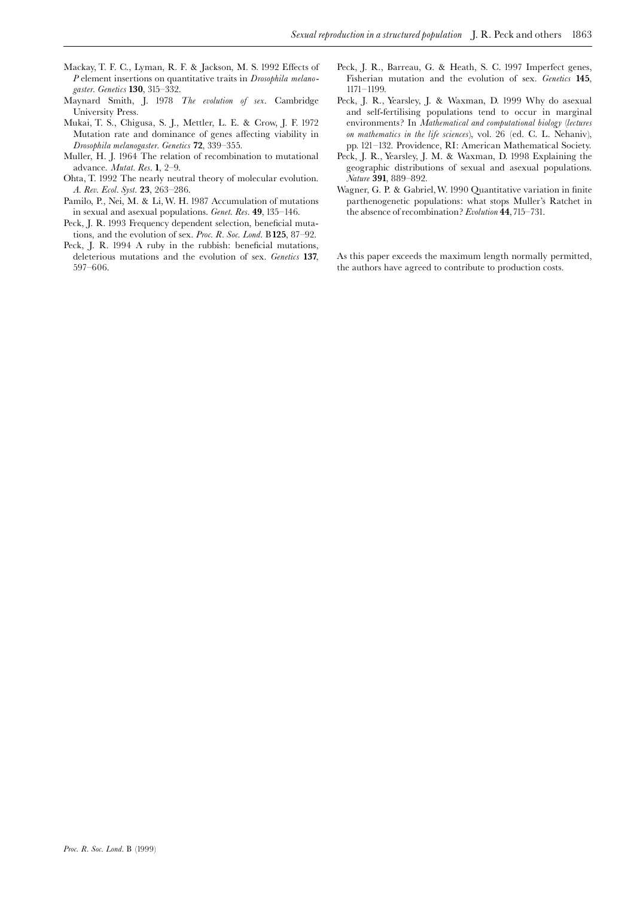Mackay, T. F. C., Lyman, R. F. & Jackson, M. S. 1992 Effects of *P* element insertions on quantitative traits in *Drosophila melanogaster*. *Genetics* **130**, 315–332.

Maynard Smith, J. 1978 *The evolution of sex*. Cambridge University Press.

Mukai, T. S., Chigusa, S. J., Mettler, L. E. & Crow, J. F. 1972 Mutation rate and dominance of genes affecting viability in *Drosophila melanogaster*. *Genetics* **72**, 339–355.

Muller, H. J. 1964 The relation of recombination to mutational advance. *Mutat. Res.* **1**, 2–9.

Ohta, T. 1992 The nearly neutral theory of molecular evolution. *A. Rev. Ecol. Syst.* **23**, 263–286.

Pamilo, P., Nei, M. & Li, W. H. 1987 Accumulation of mutations in sexual and asexual populations. *Genet. Res.* **49**, 135–146.

Peck, J. R. 1993 Frequency dependent selection, beneficial mutations, and the evolution of sex. *Proc. R. Soc. Lond.* B**125**, 87–92.

Peck, J. R. 1994 A ruby in the rubbish: beneficial mutations, deleterious mutations and the evolution of sex. *Genetics* **137**, 597–606.

Peck, J. R., Barreau, G. & Heath, S. C. 1997 Imperfect genes, Fisherian mutation and the evolution of sex. *Genetics* **145**, 1171–1199.

Peck, J. R., Yearsley, J. & Waxman, D. 1999 Why do asexual and self-fertilising populations tend to occur in marginal environments? In *Mathematical and computational biology* (*lectures on mathematics in the life sciences*), vol. 26 (ed. C. L. Nehaniv), pp. 121–132. Providence, RI: American Mathematical Society.

Peck, J. R., Yearsley, J. M. & Waxman, D. 1998 Explaining the geographic distributions of sexual and asexual populations. *Nature* **391**, 889–892.

Wagner, G. P. & Gabriel, W. 1990 Quantitative variation in finite parthenogenetic populations: what stops Muller's Ratchet in the absence of recombination? *Evolution* **44**, 715–731.

As this paper exceeds the maximum length normally permitted, the authors have agreed to contribute to production costs.